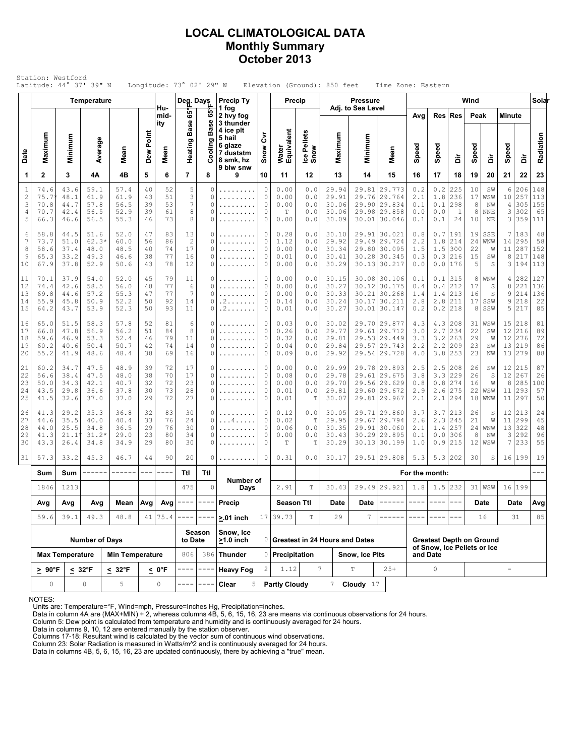# LOCAL CLIMATOLOGICAL DATA
## Monthly Summary
## October 2013

Station: Westford
Latitude: 44° 37' 39" N Longitude: 73° 02' 29" W Elevation (Ground): 850 feet Time Zone: Eastern

| Date | Temperature | | | | | Humidity | Deg. Days | | Precip Ty 1 fog 2 hvy fog 3 thunder 4 ice plt 5 hail 6 glaze 7 duststm 8 smk, hz 9 blw snw | Snow Cvr | Precip | | Pressure Adj. to Sea Level | | | Wind | | | | | | | Solar |
|---|---|---|---|---|---|---|---|---|---|---|---|---|---|---|---|---|---|---|---|---|---|---|---|
| | Maximum | Minimum | Average | Mean | Dew Point | Mean | Heating Base 65°F | Cooling Base 65°F | | | Water Equivalent | Ice Pellets Snow | Maximum | Minimum | Mean | Avg Speed | Res Speed | Res Dir | Peak Speed | Peak Dir | Minute Speed | Minute Dir | Radiation |
| 1 | 2 | 3 | 4A | 4B | 5 | 6 | 7 | 8 | 9 | 10 | 11 | 12 | 13 | 14 | 15 | 16 | 17 | 18 | 19 | 20 | 21 | 22 | 23 |
| 1 | 74.6 | 43.6 | 59.1 | 57.4 | 40 | 52 | 5 | 0 | ......... | 0 | 0.00 | 0.0 | 29.94 | 29.81 | 29.773 | 0.2 | 0.2 | 225 | 10 | SW | 6 | 206 | 148 |
| 2 | 75.7* | 48.1 | 61.9 | 61.9 | 43 | 51 | 3 | 0 | ......... | 0 | 0.00 | 0.0 | 29.91 | 29.76 | 29.764 | 2.1 | 1.8 | 236 | 17 | WSW | 10 | 257 | 113 |
| 3 | 70.8 | 44.7 | 57.8 | 56.5 | 39 | 53 | 7 | 0 | ......... | 0 | 0.00 | 0.0 | 30.06 | 29.90 | 29.834 | 0.1 | 0.1 | 298 | 8 | NW | 4 | 305 | 155 |
| 4 | 70.7 | 42.4 | 56.5 | 52.9 | 39 | 61 | 8 | 0 | ......... | 0 | T | 0.0 | 30.06 | 29.98 | 29.858 | 0.0 | 0.0 | 1 | 8 | NNE | 3 | 302 | 65 |
| 5 | 66.3 | 46.6 | 56.5 | 55.3 | 46 | 73 | 8 | 0 | ......... | 0 | 0.00 | 0.0 | 30.09 | 30.01 | 30.046 | 0.1 | 0.1 | 24 | 10 | NE | 3 | 359 | 111 |
| 6 | 58.8 | 44.5 | 51.6 | 52.0 | 47 | 83 | 13 | 0 | ......... | 0 | 0.28 | 0.0 | 30.10 | 29.91 | 30.021 | 0.8 | 0.7 | 191 | 19 | SSE | 7 | 183 | 48 |
| 7 | 73.7 | 51.0 | 62.3* | 60.0 | 56 | 86 | 2 | 0 | ......... | 0 | 1.12 | 0.0 | 29.92 | 29.49 | 29.724 | 2.2 | 1.8 | 214 | 24 | WNW | 14 | 295 | 58 |
| 8 | 58.6 | 37.4 | 48.0 | 48.5 | 40 | 74 | 17 | 0 | ......... | 0 | 0.00 | 0.0 | 30.34 | 29.80 | 30.095 | 1.5 | 1.5 | 300 | 22 | W | 11 | 287 | 152 |
| 9 | 65.3 | 33.2 | 49.3 | 46.6 | 38 | 77 | 16 | 0 | ......... | 0 | 0.01 | 0.0 | 30.41 | 30.28 | 30.345 | 0.3 | 0.3 | 216 | 15 | SW | 8 | 217 | 148 |
| 10 | 67.9 | 37.8 | 52.9 | 50.6 | 43 | 78 | 12 | 0 | ......... | 0 | 0.00 | 0.0 | 30.29 | 30.13 | 30.217 | 0.0 | 0.0 | 176 | 5 | S | 3 | 194 | 113 |
| 11 | 70.1 | 37.9 | 54.0 | 52.0 | 45 | 79 | 11 | 0 | ......... | 0 | 0.00 | 0.0 | 30.15 | 30.08 | 30.106 | 0.1 | 0.1 | 315 | 8 | WNW | 4 | 282 | 127 |
| 12 | 74.4 | 42.6 | 58.5 | 56.0 | 48 | 77 | 6 | 0 | ......... | 0 | 0.00 | 0.0 | 30.27 | 30.12 | 30.175 | 0.4 | 0.4 | 212 | 17 | S | 8 | 221 | 136 |
| 13 | 69.8 | 44.6 | 57.2 | 55.3 | 47 | 77 | 7 | 0 | .2....... | 0 | 0.00 | 0.0 | 30.33 | 30.21 | 30.268 | 1.4 | 1.4 | 213 | 16 | S | 9 | 214 | 136 |
| 14 | 55.9 | 45.8 | 50.9 | 52.2 | 50 | 92 | 14 | 0 | ......... | 0 | 0.14 | 0.0 | 30.24 | 30.17 | 30.211 | 2.8 | 2.8 | 211 | 17 | SSW | 9 | 218 | 22 |
| 15 | 64.2 | 43.7 | 53.9 | 52.3 | 50 | 93 | 11 | 0 | .2....... | 0 | 0.01 | 0.0 | 30.27 | 30.01 | 30.147 | 0.2 | 0.2 | 218 | 8 | SSW | 5 | 217 | 85 |
| 16 | 65.0 | 51.5 | 58.3 | 57.8 | 52 | 81 | 6 | 0 | ......... | 0 | 0.03 | 0.0 | 30.02 | 29.70 | 29.877 | 4.3 | 4.3 | 208 | 31 | WSW | 15 | 218 | 81 |
| 17 | 66.0 | 47.8 | 56.9 | 56.2 | 51 | 84 | 8 | 0 | ......... | 0 | 0.26 | 0.0 | 29.77 | 29.61 | 29.712 | 3.0 | 2.7 | 234 | 22 | SW | 12 | 216 | 89 |
| 18 | 59.6 | 46.9 | 53.3 | 52.4 | 46 | 79 | 11 | 0 | ......... | 0 | 0.32 | 0.0 | 29.81 | 29.53 | 29.449 | 3.3 | 3.2 | 263 | 29 | W | 12 | 276 | 72 |
| 19 | 60.2 | 40.6 | 50.4 | 50.7 | 42 | 74 | 14 | 0 | ......... | 0 | 0.04 | 0.0 | 29.84 | 29.57 | 29.743 | 2.2 | 2.2 | 209 | 23 | SW | 13 | 219 | 86 |
| 20 | 55.2 | 41.9 | 48.6 | 48.4 | 38 | 69 | 16 | 0 | ......... | 0 | 0.09 | 0.0 | 29.92 | 29.54 | 29.728 | 4.0 | 3.8 | 253 | 23 | NW | 13 | 279 | 88 |
| 21 | 60.2 | 34.7 | 47.5 | 48.9 | 39 | 72 | 17 | 0 | ......... | 0 | 0.00 | 0.0 | 29.99 | 29.78 | 29.893 | 2.5 | 2.5 | 208 | 26 | SW | 12 | 215 | 87 |
| 22 | 56.6 | 38.4 | 47.5 | 48.0 | 38 | 70 | 17 | 0 | ......... | 0 | 0.08 | 0.0 | 29.78 | 29.61 | 29.675 | 3.8 | 3.3 | 229 | 26 | S | 12 | 267 | 26 |
| 23 | 50.0 | 34.3 | 42.1 | 40.7 | 32 | 72 | 23 | 0 | ......... | 0 | 0.00 | 0.0 | 29.70 | 29.56 | 29.629 | 0.8 | 0.8 | 274 | 16 | W | 8 | 285 | 100 |
| 24 | 43.5 | 29.8 | 36.6 | 37.8 | 30 | 73 | 28 | 0 | ......... | 0 | 0.01 | 0.0 | 29.81 | 29.60 | 29.672 | 2.9 | 2.6 | 275 | 22 | WSW | 11 | 293 | 57 |
| 25 | 41.5 | 32.6 | 37.0 | 37.0 | 29 | 72 | 27 | 0 | ......... | 0 | 0.01 | T | 30.07 | 29.81 | 29.967 | 2.1 | 2.1 | 294 | 18 | WNW | 11 | 297 | 50 |
| 26 | 41.3 | 29.2 | 35.3 | 36.8 | 32 | 83 | 30 | 0 | ......... | 0 | 0.12 | 0.0 | 30.05 | 29.71 | 29.860 | 3.7 | 3.7 | 213 | 26 | S | 12 | 213 | 24 |
| 27 | 44.6 | 35.5 | 40.0 | 40.4 | 33 | 76 | 24 | 0 | ...4..... | 0 | 0.02 | T | 29.95 | 29.67 | 29.794 | 2.6 | 2.3 | 245 | 21 | W | 11 | 299 | 45 |
| 28 | 44.0 | 25.5 | 34.8 | 36.5 | 29 | 76 | 30 | 0 | ......... | 0 | 0.06 | 0.0 | 30.35 | 29.91 | 30.060 | 2.1 | 1.4 | 257 | 24 | WNW | 13 | 322 | 48 |
| 29 | 41.3 | 21.1* | 31.2* | 29.0 | 23 | 80 | 34 | 0 | ......... | 0 | 0.00 | 0.0 | 30.43 | 30.29 | 29.895 | 0.1 | 0.0 | 306 | 8 | NW | 3 | 292 | 96 |
| 30 | 43.3 | 26.4 | 34.8 | 34.9 | 29 | 80 | 30 | 0 | ......... | 0 | T | T | 30.29 | 30.13 | 30.199 | 1.0 | 0.9 | 215 | 12 | WSW | 7 | 233 | 55 |
| 31 | 57.3 | 33.2 | 45.3 | 46.7 | 44 | 90 | 20 | 0 | ......... | 0 | 0.31 | 0.0 | 30.17 | 29.51 | 29.808 | 5.3 | 5.3 | 202 | 30 | S | 16 | 199 | 19 |

| Sum | Sum | ------ | ------ | --- | ---- | Ttl | Ttl | Number of Days | | | | For the month: | | | | | | | | | | ---|
|---|---|---|---|---|---|---|---|---|---|---|---|---|---|---|---|---|---|---|---|---|---|---|
| 1846 | 1213 | | | | | 475 | 0 | | | 2.91 | T | 30.43 | 29.49 | 29.921 | 1.8 | 1.5 | 232 | 31 | WSW | 16 | 199 | |
| Avg | Avg | Avg | Mean | Avg | Avg | ---- | ---- | Precip | | Season Ttl | | Date | Date | ------ | ---- | ---- | --- | Date | | Date | | Avg |
| 59.6 | 39.1 | 49.3 | 48.8 | 41 | 75.4 | ---- | ---- | ≥.01 inch | 17 | 39.73 | T | 29 | 7 | ------ | ---- | ---- | --- | 16 | | 31 | | 85 |

| Number of Days | | | | Season to Date | | Snow, Ice ≥1.0 inch | 0 | Greatest in 24 Hours and Dates | | | | Greatest Depth on Ground of Snow, Ice Pellets or Ice and Date | |
|---|---|---|---|---|---|---|---|---|---|---|---|---|---|
| Max Temperature | | Min Temperature | | 806 | 386 | Thunder | 0 | Precipitation | | Snow, Ice Plts | | | |
| ≥ 90°F | ≤ 32°F | ≤ 32°F | ≤ 0°F | ---- | ---- | Heavy Fog | 2 | 1.12 | 7 | T | 25+ | 0 | - |
| 0 | 0 | 5 | 0 | ---- | ---- | Clear | 5 | Partly Cloudy | 7 | Cloudy | 17 | | |

NOTES:
Units are: Temperature=°F, Wind=mph, Pressure=Inches Hg, Precipitation=inches.
Data in column 4A are (MAX+MIN) ÷ 2, whereas columns 4B, 5, 6, 15, 16, 23 are means via continuous observations for 24 hours.
Column 5: Dew point is calculated from temperature and humidity and is continuously averaged for 24 hours.
Data in columns 9, 10, 12 are entered manually by the station observer.
Columns 17-18: Resultant wind is calculated by the vector sum of continuous wind observations.
Column 23: Solar Radiation is measured in Watts/m^2 and is continuously averaged for 24 hours.
Data in columns 4B, 5, 6, 15, 16, 23 are updated continuously, there by achieving a "true" mean.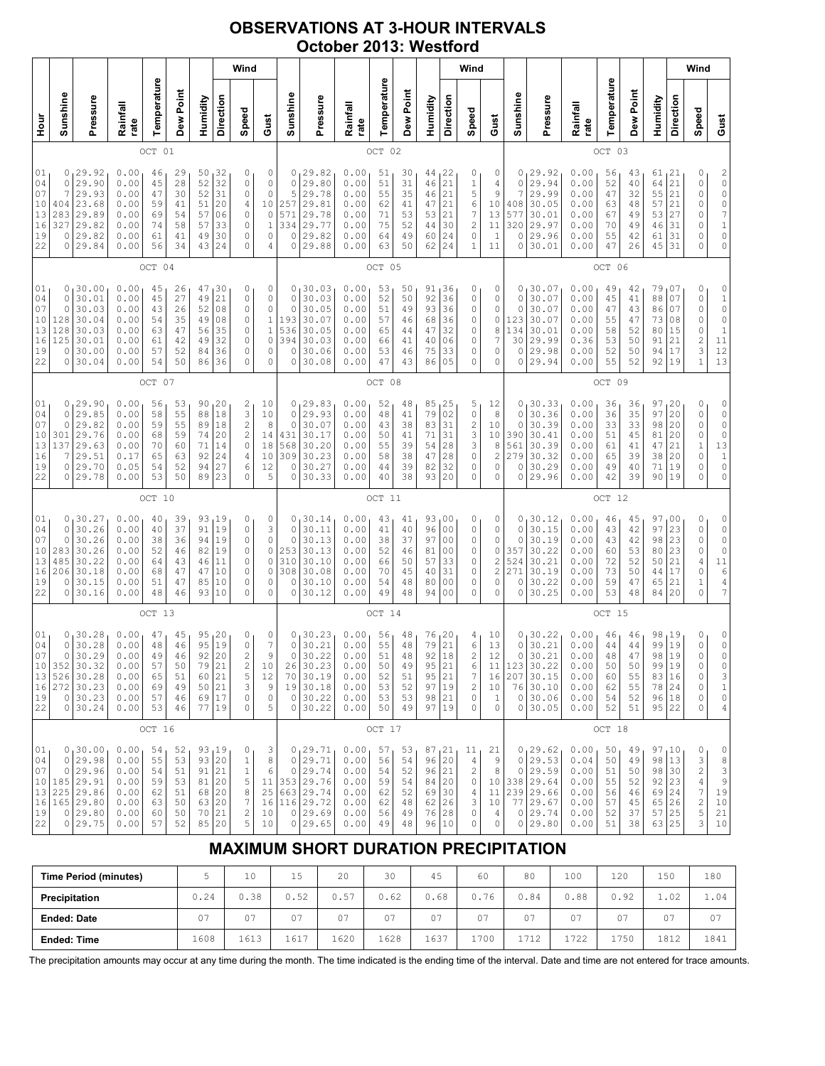# OBSERVATIONS AT 3-HOUR INTERVALS
## October 2013: Westford

| Hour | Sunshine | Pressure | Rainfall rate | Temperature | Dew Point | Humidity | Wind Direction | Wind Speed | Wind Gust | Sunshine | Pressure | Rainfall rate | Temperature | Dew Point | Humidity | Wind Direction | Wind Speed | Wind Gust | Sunshine | Pressure | Rainfall rate | Temperature | Dew Point | Humidity | Wind Direction | Wind Speed | Wind Gust |
|---|---|---|---|---|---|---|---|---|---|---|---|---|---|---|---|---|---|---|---|---|---|---|---|---|---|---|---|
| | OCT 01 | | | | | | | | | OCT 02 | | | | | | | | | OCT 03 | | | | | | | | |
| 01 | 0 | 29.92 | 0.00 | 46 | 29 | 50 | 32 | 0 | 0 | 0 | 29.82 | 0.00 | 51 | 30 | 44 | 22 | 0 | 0 | 0 | 29.92 | 0.00 | 56 | 43 | 61 | 21 | 0 | 2 |
| 04 | 0 | 29.90 | 0.00 | 45 | 28 | 52 | 32 | 0 | 0 | 0 | 29.80 | 0.00 | 51 | 31 | 46 | 21 | 1 | 4 | 0 | 29.94 | 0.00 | 52 | 40 | 64 | 21 | 0 | 0 |
| 07 | 7 | 29.93 | 0.00 | 47 | 30 | 52 | 31 | 0 | 0 | 5 | 29.78 | 0.00 | 55 | 35 | 46 | 21 | 5 | 9 | 7 | 29.99 | 0.00 | 47 | 32 | 55 | 21 | 0 | 0 |
| 10 | 404 | 23.68 | 0.00 | 59 | 41 | 51 | 20 | 4 | 10 | 257 | 29.81 | 0.00 | 62 | 41 | 47 | 21 | 6 | 10 | 408 | 30.05 | 0.00 | 63 | 48 | 57 | 21 | 0 | 0 |
| 13 | 283 | 29.89 | 0.00 | 69 | 54 | 57 | 06 | 0 | 0 | 571 | 29.78 | 0.00 | 71 | 53 | 53 | 21 | 7 | 13 | 577 | 30.01 | 0.00 | 67 | 49 | 53 | 27 | 0 | 7 |
| 16 | 327 | 29.82 | 0.00 | 74 | 58 | 57 | 33 | 0 | 1 | 334 | 29.77 | 0.00 | 75 | 52 | 44 | 30 | 2 | 11 | 320 | 29.97 | 0.00 | 70 | 49 | 46 | 31 | 0 | 1 |
| 19 | 0 | 29.82 | 0.00 | 61 | 41 | 49 | 30 | 0 | 0 | 0 | 29.82 | 0.00 | 64 | 49 | 60 | 24 | 0 | 1 | 0 | 29.96 | 0.00 | 55 | 42 | 61 | 31 | 0 | 0 |
| 22 | 0 | 29.84 | 0.00 | 56 | 34 | 43 | 24 | 0 | 4 | 0 | 29.88 | 0.00 | 63 | 50 | 62 | 24 | 1 | 11 | 0 | 30.01 | 0.00 | 47 | 26 | 45 | 31 | 0 | 0 |
| | OCT 04 | | | | | | | | | OCT 05 | | | | | | | | | OCT 06 | | | | | | | | |
| 01 | 0 | 30.00 | 0.00 | 45 | 26 | 47 | 30 | 0 | 0 | 0 | 30.03 | 0.00 | 53 | 50 | 91 | 36 | 0 | 0 | 0 | 30.07 | 0.00 | 49 | 42 | 79 | 07 | 0 | 0 |
| 04 | 0 | 30.01 | 0.00 | 45 | 27 | 49 | 21 | 0 | 0 | 0 | 30.03 | 0.00 | 52 | 50 | 92 | 36 | 0 | 0 | 0 | 30.07 | 0.00 | 45 | 41 | 88 | 07 | 0 | 1 |
| 07 | 0 | 30.03 | 0.00 | 43 | 26 | 52 | 08 | 0 | 0 | 0 | 30.05 | 0.00 | 51 | 49 | 93 | 36 | 0 | 0 | 0 | 30.07 | 0.00 | 47 | 43 | 86 | 07 | 0 | 0 |
| 10 | 128 | 30.04 | 0.00 | 54 | 35 | 49 | 08 | 0 | 1 | 193 | 30.07 | 0.00 | 57 | 46 | 68 | 36 | 0 | 0 | 123 | 30.07 | 0.00 | 55 | 47 | 73 | 08 | 0 | 0 |
| 13 | 128 | 30.03 | 0.00 | 63 | 47 | 56 | 35 | 0 | 1 | 536 | 30.05 | 0.00 | 65 | 44 | 47 | 32 | 0 | 8 | 134 | 30.01 | 0.00 | 58 | 52 | 80 | 15 | 0 | 1 |
| 16 | 125 | 30.01 | 0.00 | 61 | 42 | 49 | 32 | 0 | 0 | 394 | 30.03 | 0.00 | 66 | 41 | 40 | 06 | 0 | 7 | 30 | 29.99 | 0.36 | 53 | 50 | 91 | 21 | 2 | 11 |
| 19 | 0 | 30.00 | 0.00 | 57 | 52 | 84 | 36 | 0 | 0 | 0 | 30.06 | 0.00 | 53 | 46 | 75 | 33 | 0 | 0 | 0 | 29.98 | 0.00 | 52 | 50 | 94 | 17 | 3 | 12 |
| 22 | 0 | 30.04 | 0.00 | 54 | 50 | 86 | 36 | 0 | 0 | 0 | 30.08 | 0.00 | 47 | 43 | 86 | 05 | 0 | 0 | 0 | 29.94 | 0.00 | 55 | 52 | 92 | 19 | 1 | 13 |
| | OCT 07 | | | | | | | | | OCT 08 | | | | | | | | | OCT 09 | | | | | | | | |
| 01 | 0 | 29.90 | 0.00 | 56 | 53 | 90 | 20 | 2 | 10 | 0 | 29.83 | 0.00 | 52 | 48 | 85 | 25 | 5 | 12 | 0 | 30.33 | 0.00 | 36 | 36 | 97 | 20 | 0 | 0 |
| 04 | 0 | 29.85 | 0.00 | 58 | 55 | 88 | 18 | 3 | 10 | 0 | 29.93 | 0.00 | 48 | 41 | 79 | 02 | 0 | 8 | 0 | 30.36 | 0.00 | 36 | 35 | 97 | 20 | 0 | 0 |
| 07 | 0 | 29.82 | 0.00 | 59 | 55 | 89 | 18 | 2 | 8 | 0 | 30.07 | 0.00 | 43 | 38 | 83 | 31 | 2 | 10 | 0 | 30.39 | 0.00 | 33 | 33 | 98 | 20 | 0 | 0 |
| 10 | 301 | 29.76 | 0.00 | 68 | 59 | 74 | 20 | 2 | 14 | 431 | 30.17 | 0.00 | 50 | 41 | 71 | 31 | 3 | 10 | 390 | 30.41 | 0.00 | 51 | 45 | 81 | 20 | 0 | 0 |
| 13 | 137 | 29.63 | 0.00 | 70 | 60 | 71 | 14 | 0 | 18 | 568 | 30.20 | 0.00 | 55 | 39 | 54 | 28 | 3 | 8 | 561 | 30.39 | 0.00 | 61 | 41 | 47 | 21 | 1 | 13 |
| 16 | 7 | 29.51 | 0.17 | 65 | 63 | 92 | 24 | 4 | 10 | 309 | 30.23 | 0.00 | 58 | 38 | 47 | 28 | 0 | 2 | 279 | 30.32 | 0.00 | 65 | 39 | 38 | 20 | 0 | 1 |
| 19 | 0 | 29.70 | 0.05 | 54 | 52 | 94 | 27 | 6 | 12 | 0 | 30.27 | 0.00 | 44 | 39 | 82 | 32 | 0 | 0 | 0 | 30.29 | 0.00 | 49 | 40 | 71 | 19 | 0 | 0 |
| 22 | 0 | 29.78 | 0.00 | 53 | 50 | 89 | 23 | 0 | 5 | 0 | 30.33 | 0.00 | 40 | 38 | 93 | 20 | 0 | 0 | 0 | 29.96 | 0.00 | 42 | 39 | 90 | 19 | 0 | 0 |
| | OCT 10 | | | | | | | | | OCT 11 | | | | | | | | | OCT 12 | | | | | | | | |
| 01 | 0 | 30.27 | 0.00 | 40 | 39 | 93 | 19 | 0 | 0 | 0 | 30.14 | 0.00 | 43 | 41 | 93 | 00 | 0 | 0 | 0 | 30.12 | 0.00 | 46 | 45 | 97 | 00 | 0 | 0 |
| 04 | 0 | 30.26 | 0.00 | 40 | 37 | 91 | 19 | 0 | 3 | 0 | 30.11 | 0.00 | 41 | 40 | 96 | 00 | 0 | 0 | 0 | 30.15 | 0.00 | 43 | 42 | 97 | 23 | 0 | 0 |
| 07 | 0 | 30.26 | 0.00 | 38 | 36 | 94 | 19 | 0 | 0 | 0 | 30.13 | 0.00 | 38 | 37 | 97 | 00 | 0 | 0 | 0 | 30.19 | 0.00 | 43 | 42 | 98 | 23 | 0 | 0 |
| 10 | 283 | 30.26 | 0.00 | 52 | 46 | 82 | 19 | 0 | 0 | 253 | 30.13 | 0.00 | 52 | 46 | 81 | 00 | 0 | 0 | 357 | 30.22 | 0.00 | 60 | 53 | 80 | 23 | 0 | 0 |
| 13 | 485 | 30.22 | 0.00 | 64 | 43 | 46 | 11 | 0 | 0 | 310 | 30.10 | 0.00 | 66 | 50 | 57 | 33 | 0 | 2 | 524 | 30.21 | 0.00 | 72 | 52 | 50 | 21 | 4 | 11 |
| 16 | 206 | 30.18 | 0.00 | 68 | 47 | 47 | 10 | 0 | 0 | 308 | 30.08 | 0.00 | 70 | 45 | 40 | 31 | 0 | 2 | 271 | 30.19 | 0.00 | 73 | 50 | 44 | 17 | 0 | 6 |
| 19 | 0 | 30.15 | 0.00 | 51 | 47 | 85 | 10 | 0 | 0 | 0 | 30.10 | 0.00 | 54 | 48 | 80 | 00 | 0 | 0 | 0 | 30.22 | 0.00 | 59 | 47 | 65 | 21 | 1 | 4 |
| 22 | 0 | 30.16 | 0.00 | 48 | 46 | 93 | 10 | 0 | 0 | 0 | 30.12 | 0.00 | 49 | 48 | 94 | 00 | 0 | 0 | 0 | 30.25 | 0.00 | 53 | 48 | 84 | 20 | 0 | 7 |
| | OCT 13 | | | | | | | | | OCT 14 | | | | | | | | | OCT 15 | | | | | | | | |
| 01 | 0 | 30.28 | 0.00 | 47 | 45 | 95 | 20 | 0 | 0 | 0 | 30.23 | 0.00 | 56 | 48 | 76 | 20 | 4 | 10 | 0 | 30.22 | 0.00 | 46 | 46 | 98 | 19 | 0 | 0 |
| 04 | 0 | 30.28 | 0.00 | 48 | 46 | 95 | 19 | 0 | 7 | 0 | 30.21 | 0.00 | 55 | 48 | 79 | 21 | 6 | 13 | 0 | 30.21 | 0.00 | 44 | 44 | 99 | 19 | 0 | 0 |
| 07 | 0 | 30.29 | 0.00 | 49 | 46 | 92 | 20 | 2 | 9 | 0 | 30.22 | 0.00 | 51 | 48 | 92 | 18 | 2 | 12 | 0 | 30.21 | 0.00 | 48 | 47 | 98 | 19 | 0 | 0 |
| 10 | 352 | 30.32 | 0.00 | 57 | 50 | 79 | 21 | 2 | 10 | 26 | 30.23 | 0.00 | 50 | 49 | 95 | 21 | 6 | 11 | 123 | 30.22 | 0.00 | 50 | 50 | 99 | 19 | 0 | 0 |
| 13 | 526 | 30.28 | 0.00 | 65 | 51 | 60 | 21 | 5 | 12 | 70 | 30.19 | 0.00 | 52 | 51 | 95 | 21 | 7 | 16 | 207 | 30.15 | 0.00 | 60 | 55 | 83 | 16 | 0 | 3 |
| 16 | 272 | 30.23 | 0.00 | 69 | 49 | 50 | 21 | 3 | 9 | 19 | 30.18 | 0.00 | 53 | 52 | 97 | 19 | 2 | 10 | 76 | 30.10 | 0.00 | 62 | 55 | 78 | 24 | 0 | 1 |
| 19 | 0 | 30.23 | 0.00 | 57 | 46 | 69 | 17 | 0 | 0 | 0 | 30.22 | 0.00 | 53 | 53 | 98 | 21 | 0 | 1 | 0 | 30.06 | 0.00 | 54 | 52 | 96 | 18 | 0 | 0 |
| 22 | 0 | 30.24 | 0.00 | 53 | 46 | 77 | 19 | 0 | 5 | 0 | 30.22 | 0.00 | 50 | 49 | 97 | 19 | 0 | 0 | 0 | 30.05 | 0.00 | 52 | 51 | 95 | 22 | 0 | 4 |
| | OCT 16 | | | | | | | | | OCT 17 | | | | | | | | | OCT 18 | | | | | | | | |
| 01 | 0 | 30.00 | 0.00 | 54 | 52 | 93 | 19 | 0 | 3 | 0 | 29.71 | 0.00 | 57 | 53 | 87 | 21 | 11 | 21 | 0 | 29.62 | 0.00 | 50 | 49 | 97 | 10 | 0 | 0 |
| 04 | 0 | 29.98 | 0.00 | 55 | 53 | 93 | 20 | 1 | 8 | 0 | 29.71 | 0.00 | 56 | 54 | 96 | 20 | 4 | 9 | 0 | 29.53 | 0.04 | 50 | 49 | 98 | 13 | 3 | 8 |
| 07 | 0 | 29.96 | 0.00 | 54 | 51 | 91 | 21 | 1 | 6 | 0 | 29.74 | 0.00 | 54 | 52 | 96 | 21 | 2 | 8 | 0 | 29.59 | 0.00 | 51 | 50 | 98 | 30 | 2 | 3 |
| 10 | 185 | 29.91 | 0.00 | 59 | 53 | 81 | 20 | 5 | 11 | 353 | 29.76 | 0.00 | 59 | 54 | 84 | 20 | 0 | 10 | 338 | 29.64 | 0.00 | 55 | 52 | 92 | 23 | 4 | 9 |
| 13 | 225 | 29.86 | 0.00 | 62 | 51 | 68 | 20 | 8 | 25 | 663 | 29.74 | 0.00 | 62 | 52 | 69 | 30 | 4 | 11 | 239 | 29.66 | 0.00 | 56 | 46 | 69 | 24 | 7 | 19 |
| 16 | 165 | 29.80 | 0.00 | 63 | 50 | 63 | 20 | 7 | 16 | 116 | 29.72 | 0.00 | 62 | 48 | 62 | 26 | 3 | 10 | 77 | 29.67 | 0.00 | 57 | 45 | 65 | 26 | 2 | 10 |
| 19 | 0 | 29.80 | 0.00 | 60 | 50 | 70 | 21 | 2 | 10 | 0 | 29.69 | 0.00 | 56 | 49 | 76 | 28 | 0 | 4 | 0 | 29.74 | 0.00 | 52 | 37 | 57 | 25 | 5 | 21 |
| 22 | 0 | 29.75 | 0.00 | 57 | 52 | 85 | 20 | 5 | 10 | 0 | 29.65 | 0.00 | 49 | 48 | 96 | 10 | 0 | 0 | 0 | 29.80 | 0.00 | 51 | 38 | 63 | 25 | 3 | 10 |

## MAXIMUM SHORT DURATION PRECIPITATION

| Time Period (minutes) | 5 | 10 | 15 | 20 | 30 | 45 | 60 | 80 | 100 | 120 | 150 | 180 |
|---|---|---|---|---|---|---|---|---|---|---|---|---|
| Precipitation | 0.24 | 0.38 | 0.52 | 0.57 | 0.62 | 0.68 | 0.76 | 0.84 | 0.88 | 0.92 | 1.02 | 1.04 |
| Ended: Date | 07 | 07 | 07 | 07 | 07 | 07 | 07 | 07 | 07 | 07 | 07 | 07 |
| Ended: Time | 1608 | 1613 | 1617 | 1620 | 1628 | 1637 | 1700 | 1712 | 1722 | 1750 | 1812 | 1841 |

The precipitation amounts may occur at any time during the month. The time indicated is the ending time of the interval. Date and time are not entered for trace amounts.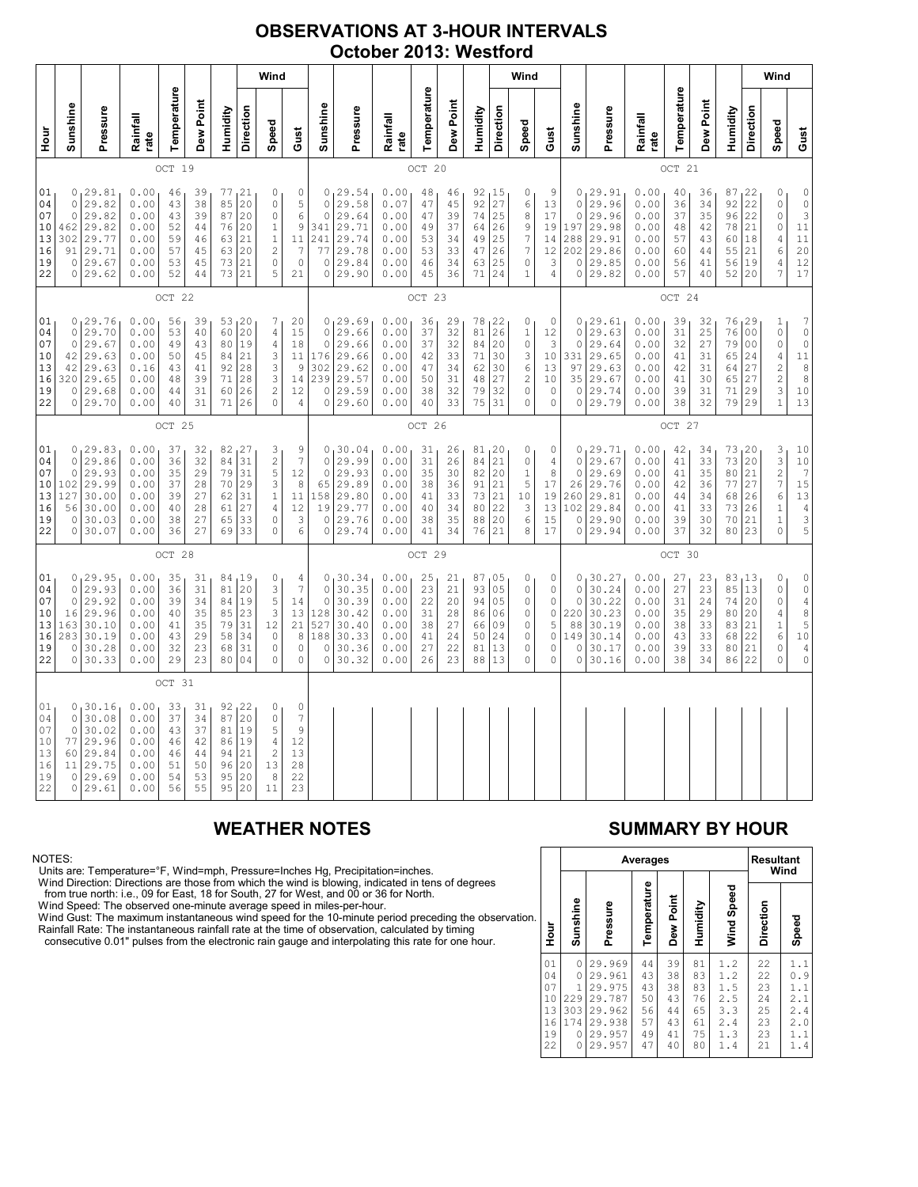# OBSERVATIONS AT 3-HOUR INTERVALS
## October 2013: Westford

### OCT 19 / OCT 20 / OCT 21

| Hour | Sunshine | Pressure | Rainfall rate | Temperature | Dew Point | Humidity | Wind Direction | Wind Speed | Wind Gust | Sunshine | Pressure | Rainfall rate | Temperature | Dew Point | Humidity | Wind Direction | Wind Speed | Wind Gust | Sunshine | Pressure | Rainfall rate | Temperature | Dew Point | Humidity | Wind Direction | Wind Speed | Wind Gust |
|---|---|---|---|---|---|---|---|---|---|---|---|---|---|---|---|---|---|---|---|---|---|---|---|---|---|---|---|
| 01 | 0 | 29.81 | 0.00 | 46 | 39 | 77 | 21 | 0 | 0 | 0 | 29.54 | 0.00 | 48 | 46 | 92 | 15 | 0 | 9 | 0 | 29.91 | 0.00 | 40 | 36 | 87 | 22 | 0 | 0 |
| 04 | 0 | 29.82 | 0.00 | 43 | 38 | 85 | 20 | 0 | 5 | 0 | 29.58 | 0.07 | 47 | 45 | 92 | 27 | 6 | 13 | 0 | 29.96 | 0.00 | 36 | 34 | 92 | 22 | 0 | 0 |
| 07 | 0 | 29.82 | 0.00 | 43 | 39 | 87 | 20 | 0 | 6 | 0 | 29.64 | 0.00 | 47 | 39 | 74 | 25 | 8 | 17 | 0 | 29.96 | 0.00 | 37 | 35 | 96 | 22 | 0 | 3 |
| 10 | 462 | 29.82 | 0.00 | 52 | 44 | 76 | 20 | 1 | 9 | 341 | 29.71 | 0.00 | 49 | 37 | 64 | 26 | 9 | 19 | 197 | 29.98 | 0.00 | 48 | 42 | 78 | 21 | 0 | 11 |
| 13 | 302 | 29.77 | 0.00 | 59 | 46 | 63 | 21 | 1 | 11 | 241 | 29.74 | 0.00 | 53 | 34 | 49 | 25 | 7 | 14 | 288 | 29.91 | 0.00 | 57 | 43 | 60 | 18 | 4 | 11 |
| 16 | 91 | 29.71 | 0.00 | 57 | 45 | 63 | 20 | 2 | 7 | 77 | 29.78 | 0.00 | 53 | 33 | 47 | 26 | 7 | 12 | 202 | 29.86 | 0.00 | 60 | 44 | 55 | 21 | 6 | 20 |
| 19 | 0 | 29.67 | 0.00 | 53 | 45 | 73 | 21 | 0 | 0 | 0 | 29.84 | 0.00 | 46 | 34 | 63 | 25 | 0 | 3 | 0 | 29.85 | 0.00 | 56 | 41 | 56 | 19 | 4 | 12 |
| 22 | 0 | 29.62 | 0.00 | 52 | 44 | 73 | 21 | 5 | 21 | 0 | 29.90 | 0.00 | 45 | 36 | 71 | 24 | 1 | 4 | 0 | 29.82 | 0.00 | 57 | 40 | 52 | 20 | 7 | 17 |

### OCT 22 / OCT 23 / OCT 24

| Hour | Sunshine | Pressure | Rainfall rate | Temperature | Dew Point | Humidity | Wind Direction | Wind Speed | Wind Gust | Sunshine | Pressure | Rainfall rate | Temperature | Dew Point | Humidity | Wind Direction | Wind Speed | Wind Gust | Sunshine | Pressure | Rainfall rate | Temperature | Dew Point | Humidity | Wind Direction | Wind Speed | Wind Gust |
|---|---|---|---|---|---|---|---|---|---|---|---|---|---|---|---|---|---|---|---|---|---|---|---|---|---|---|---|
| 01 | 0 | 29.76 | 0.00 | 56 | 39 | 53 | 20 | 7 | 20 | 0 | 29.69 | 0.00 | 36 | 29 | 78 | 22 | 0 | 0 | 0 | 29.61 | 0.00 | 39 | 32 | 76 | 29 | 1 | 7 |
| 04 | 0 | 29.70 | 0.00 | 53 | 40 | 60 | 20 | 4 | 15 | 0 | 29.66 | 0.00 | 37 | 32 | 81 | 26 | 1 | 12 | 0 | 29.63 | 0.00 | 31 | 25 | 76 | 00 | 0 | 0 |
| 07 | 0 | 29.67 | 0.00 | 49 | 43 | 80 | 19 | 4 | 18 | 0 | 29.66 | 0.00 | 37 | 32 | 84 | 20 | 0 | 3 | 0 | 29.64 | 0.00 | 32 | 27 | 79 | 00 | 0 | 0 |
| 10 | 42 | 29.63 | 0.00 | 50 | 45 | 84 | 21 | 3 | 11 | 176 | 29.66 | 0.00 | 42 | 33 | 71 | 30 | 3 | 10 | 331 | 29.65 | 0.00 | 41 | 31 | 65 | 24 | 4 | 11 |
| 13 | 42 | 29.63 | 0.16 | 43 | 41 | 92 | 28 | 3 | 9 | 302 | 29.62 | 0.00 | 47 | 34 | 62 | 30 | 6 | 13 | 97 | 29.63 | 0.00 | 42 | 31 | 64 | 27 | 2 | 8 |
| 16 | 320 | 29.65 | 0.00 | 48 | 39 | 71 | 28 | 3 | 14 | 239 | 29.57 | 0.00 | 50 | 31 | 48 | 27 | 2 | 10 | 35 | 29.67 | 0.00 | 41 | 30 | 65 | 27 | 2 | 8 |
| 19 | 0 | 29.68 | 0.00 | 44 | 31 | 60 | 26 | 2 | 12 | 0 | 29.59 | 0.00 | 38 | 32 | 79 | 32 | 0 | 0 | 0 | 29.74 | 0.00 | 39 | 31 | 71 | 29 | 3 | 10 |
| 22 | 0 | 29.70 | 0.00 | 40 | 31 | 71 | 26 | 0 | 4 | 0 | 29.60 | 0.00 | 40 | 33 | 75 | 31 | 0 | 0 | 0 | 29.79 | 0.00 | 38 | 32 | 79 | 29 | 1 | 13 |

### OCT 25 / OCT 26 / OCT 27

| Hour | Sunshine | Pressure | Rainfall rate | Temperature | Dew Point | Humidity | Wind Direction | Wind Speed | Wind Gust | Sunshine | Pressure | Rainfall rate | Temperature | Dew Point | Humidity | Wind Direction | Wind Speed | Wind Gust | Sunshine | Pressure | Rainfall rate | Temperature | Dew Point | Humidity | Wind Direction | Wind Speed | Wind Gust |
|---|---|---|---|---|---|---|---|---|---|---|---|---|---|---|---|---|---|---|---|---|---|---|---|---|---|---|---|
| 01 | 0 | 29.83 | 0.00 | 37 | 32 | 82 | 27 | 3 | 9 | 0 | 30.04 | 0.00 | 31 | 26 | 81 | 20 | 0 | 0 | 0 | 29.71 | 0.00 | 42 | 34 | 73 | 20 | 3 | 10 |
| 04 | 0 | 29.86 | 0.00 | 36 | 32 | 84 | 31 | 2 | 7 | 0 | 29.99 | 0.00 | 31 | 26 | 84 | 21 | 0 | 4 | 0 | 29.67 | 0.00 | 41 | 33 | 73 | 20 | 3 | 10 |
| 07 | 0 | 29.93 | 0.00 | 35 | 29 | 79 | 31 | 5 | 12 | 0 | 29.93 | 0.00 | 35 | 30 | 82 | 20 | 1 | 8 | 0 | 29.69 | 0.00 | 41 | 35 | 80 | 21 | 2 | 7 |
| 10 | 102 | 29.99 | 0.00 | 37 | 28 | 70 | 29 | 3 | 8 | 65 | 29.89 | 0.00 | 38 | 36 | 91 | 21 | 5 | 17 | 26 | 29.76 | 0.00 | 42 | 36 | 77 | 27 | 7 | 15 |
| 13 | 127 | 30.00 | 0.00 | 39 | 27 | 62 | 31 | 1 | 11 | 158 | 29.80 | 0.00 | 41 | 33 | 73 | 21 | 10 | 19 | 260 | 29.81 | 0.00 | 44 | 34 | 68 | 26 | 6 | 13 |
| 16 | 56 | 30.00 | 0.00 | 40 | 28 | 61 | 27 | 4 | 12 | 19 | 29.77 | 0.00 | 40 | 34 | 80 | 22 | 3 | 13 | 102 | 29.84 | 0.00 | 41 | 33 | 73 | 26 | 1 | 4 |
| 19 | 0 | 30.03 | 0.00 | 38 | 27 | 65 | 33 | 0 | 3 | 0 | 29.76 | 0.00 | 38 | 35 | 88 | 20 | 6 | 15 | 0 | 29.90 | 0.00 | 39 | 30 | 70 | 21 | 1 | 3 |
| 22 | 0 | 30.07 | 0.00 | 36 | 27 | 69 | 33 | 0 | 6 | 0 | 29.74 | 0.00 | 41 | 34 | 76 | 21 | 8 | 17 | 0 | 29.94 | 0.00 | 37 | 32 | 80 | 23 | 0 | 5 |

### OCT 28 / OCT 29 / OCT 30

| Hour | Sunshine | Pressure | Rainfall rate | Temperature | Dew Point | Humidity | Wind Direction | Wind Speed | Wind Gust | Sunshine | Pressure | Rainfall rate | Temperature | Dew Point | Humidity | Wind Direction | Wind Speed | Wind Gust | Sunshine | Pressure | Rainfall rate | Temperature | Dew Point | Humidity | Wind Direction | Wind Speed | Wind Gust |
|---|---|---|---|---|---|---|---|---|---|---|---|---|---|---|---|---|---|---|---|---|---|---|---|---|---|---|---|
| 01 | 0 | 29.95 | 0.00 | 35 | 31 | 84 | 19 | 0 | 4 | 0 | 30.34 | 0.00 | 25 | 21 | 87 | 05 | 0 | 0 | 0 | 30.27 | 0.00 | 27 | 23 | 83 | 13 | 0 | 0 |
| 04 | 0 | 29.93 | 0.00 | 36 | 31 | 81 | 20 | 3 | 7 | 0 | 30.35 | 0.00 | 23 | 21 | 93 | 05 | 0 | 0 | 0 | 30.24 | 0.00 | 27 | 23 | 85 | 13 | 0 | 0 |
| 07 | 0 | 29.92 | 0.00 | 39 | 34 | 84 | 19 | 5 | 14 | 0 | 30.39 | 0.00 | 22 | 20 | 94 | 05 | 0 | 0 | 0 | 30.22 | 0.00 | 31 | 24 | 74 | 20 | 0 | 4 |
| 10 | 16 | 29.96 | 0.00 | 40 | 35 | 85 | 23 | 3 | 13 | 128 | 30.42 | 0.00 | 31 | 28 | 86 | 06 | 0 | 0 | 220 | 30.23 | 0.00 | 35 | 29 | 80 | 20 | 4 | 8 |
| 13 | 163 | 30.10 | 0.00 | 41 | 35 | 79 | 31 | 12 | 21 | 527 | 30.40 | 0.00 | 38 | 27 | 66 | 09 | 0 | 5 | 88 | 30.19 | 0.00 | 38 | 33 | 83 | 21 | 1 | 5 |
| 16 | 283 | 30.19 | 0.00 | 43 | 29 | 58 | 34 | 0 | 8 | 188 | 30.33 | 0.00 | 41 | 24 | 50 | 24 | 0 | 0 | 149 | 30.14 | 0.00 | 43 | 33 | 68 | 22 | 6 | 10 |
| 19 | 0 | 30.28 | 0.00 | 32 | 23 | 68 | 31 | 0 | 0 | 0 | 30.36 | 0.00 | 27 | 22 | 81 | 13 | 0 | 0 | 0 | 30.17 | 0.00 | 39 | 33 | 80 | 21 | 0 | 4 |
| 22 | 0 | 30.33 | 0.00 | 29 | 23 | 80 | 04 | 0 | 0 | 0 | 30.32 | 0.00 | 26 | 23 | 88 | 13 | 0 | 0 | 0 | 30.16 | 0.00 | 38 | 34 | 86 | 22 | 0 | 0 |

### OCT 31

| Hour | Sunshine | Pressure | Rainfall rate | Temperature | Dew Point | Humidity | Wind Direction | Wind Speed | Wind Gust |
|---|---|---|---|---|---|---|---|---|---|
| 01 | 0 | 30.16 | 0.00 | 33 | 31 | 92 | 22 | 0 | 0 |
| 04 | 0 | 30.08 | 0.00 | 37 | 34 | 87 | 20 | 0 | 7 |
| 07 | 0 | 30.02 | 0.00 | 43 | 37 | 81 | 19 | 5 | 9 |
| 10 | 77 | 29.96 | 0.00 | 46 | 42 | 86 | 19 | 4 | 12 |
| 13 | 60 | 29.84 | 0.00 | 46 | 44 | 94 | 21 | 2 | 13 |
| 16 | 11 | 29.75 | 0.00 | 51 | 50 | 96 | 20 | 13 | 28 |
| 19 | 0 | 29.69 | 0.00 | 54 | 53 | 95 | 20 | 8 | 22 |
| 22 | 0 | 29.61 | 0.00 | 56 | 55 | 95 | 20 | 11 | 23 |

## WEATHER NOTES

NOTES:
Units are: Temperature=°F, Wind=mph, Pressure=Inches Hg, Precipitation=inches.
Wind Direction: Directions are those from which the wind is blowing, indicated in tens of degrees from true north: i.e., 09 for East, 18 for South, 27 for West, and 00 or 36 for North.
Wind Speed: The observed one-minute average speed in miles-per-hour.
Wind Gust: The maximum instantaneous wind speed for the 10-minute period preceding the observation.
Rainfall Rate: The instantaneous rainfall rate at the time of observation, calculated by timing consecutive 0.01" pulses from the electronic rain gauge and interpolating this rate for one hour.

## SUMMARY BY HOUR

| Hour | Averages | | | | | | Resultant Wind | |
|---|---|---|---|---|---|---|---|---|
| | Sunshine | Pressure | Temperature | Dew Point | Humidity | Wind Speed | Direction | Speed |
| 01 | 0 | 29.969 | 44 | 39 | 81 | 1.2 | 22 | 1.1 |
| 04 | 0 | 29.961 | 43 | 38 | 83 | 1.2 | 22 | 0.9 |
| 07 | 1 | 29.975 | 43 | 38 | 83 | 1.5 | 23 | 1.1 |
| 10 | 229 | 29.787 | 50 | 43 | 76 | 2.5 | 24 | 2.1 |
| 13 | 303 | 29.962 | 56 | 44 | 65 | 3.3 | 25 | 2.4 |
| 16 | 174 | 29.938 | 57 | 43 | 61 | 2.4 | 23 | 2.0 |
| 19 | 0 | 29.957 | 49 | 41 | 75 | 1.3 | 23 | 1.1 |
| 22 | 0 | 29.957 | 47 | 40 | 80 | 1.4 | 21 | 1.4 |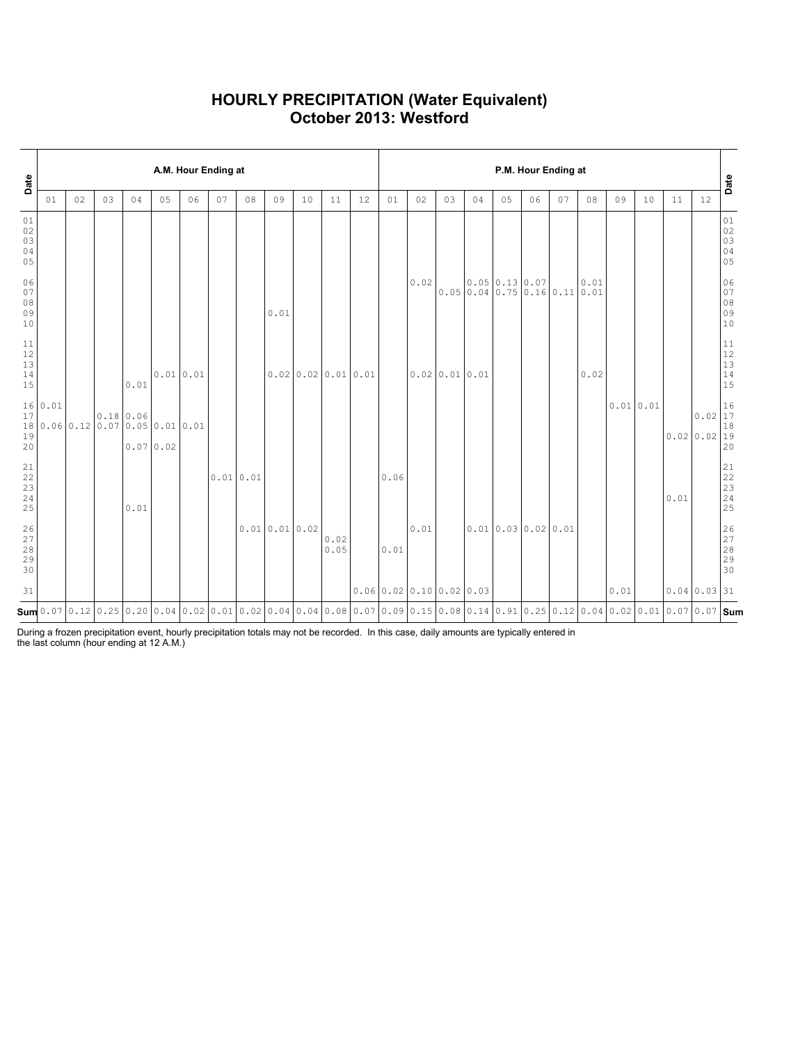# HOURLY PRECIPITATION (Water Equivalent)
# October 2013: Westford

| Date | A.M. Hour Ending at | | | | | | | | | | | | P.M. Hour Ending at | | | | | | | | | | | | Date |
|---|---|---|---|---|---|---|---|---|---|---|---|---|---|---|---|---|---|---|---|---|---|---|---|---|---|
| | 01 | 02 | 03 | 04 | 05 | 06 | 07 | 08 | 09 | 10 | 11 | 12 | 01 | 02 | 03 | 04 | 05 | 06 | 07 | 08 | 09 | 10 | 11 | 12 | |
| 01 | | | | | | | | | | | | | | | | | | | | | | | | | 01 |
| 02 | | | | | | | | | | | | | | | | | | | | | | | | | 02 |
| 03 | | | | | | | | | | | | | | | | | | | | | | | | | 03 |
| 04 | | | | | | | | | | | | | | | | | | | | | | | | | 04 |
| 05 | | | | | | | | | | | | | | | | | | | | | | | | | 05 |
| 06 | | | | | | | | | | | | | | 0.02 | | 0.05 | 0.13 | 0.07 | | 0.01 | | | | | 06 |
| 07 | | | | | | | | | | | | | | | 0.05 | 0.04 | 0.75 | 0.16 | 0.11 | 0.01 | | | | | 07 |
| 08 | | | | | | | | | | | | | | | | | | | | | | | | | 08 |
| 09 | | | | | | | | | 0.01 | | | | | | | | | | | | | | | | 09 |
| 10 | | | | | | | | | | | | | | | | | | | | | | | | | 10 |
| 11 | | | | | | | | | | | | | | | | | | | | | | | | | 11 |
| 12 | | | | | | | | | | | | | | | | | | | | | | | | | 12 |
| 13 | | | | | | | | | | | | | | | | | | | | | | | | | 13 |
| 14 | | | | | 0.01 | 0.01 | | | 0.02 | 0.02 | 0.01 | 0.01 | | 0.02 | 0.01 | 0.01 | | | | 0.02 | | | | | 14 |
| 15 | | | | 0.01 | | | | | | | | | | | | | | | | | | | | | 15 |
| 16 | 0.01 | | | | | | | | | | | | | | | | | | | | 0.01 | 0.01 | | | 16 |
| 17 | | | 0.18 | 0.06 | | | | | | | | | | | | | | | | | | | | 0.02 | 17 |
| 18 | 0.06 | 0.12 | 0.07 | 0.05 | 0.01 | 0.01 | | | | | | | | | | | | | | | | | | | 18 |
| 19 | | | | | | | | | | | | | | | | | | | | | | | 0.02 | 0.02 | 19 |
| 20 | | | | 0.07 | 0.02 | | | | | | | | | | | | | | | | | | | | 20 |
| 21 | | | | | | | | | | | | | | | | | | | | | | | | | 21 |
| 22 | | | | | | | 0.01 | 0.01 | | | | | 0.06 | | | | | | | | | | | | 22 |
| 23 | | | | | | | | | | | | | | | | | | | | | | | | | 23 |
| 24 | | | | | | | | | | | | | | | | | | | | | | | 0.01 | | 24 |
| 25 | | | | 0.01 | | | | | | | | | | | | | | | | | | | | | 25 |
| 26 | | | | | | | | 0.01 | 0.01 | 0.02 | | | | 0.01 | | 0.01 | 0.03 | 0.02 | 0.01 | | | | | | 26 |
| 27 | | | | | | | | | | | 0.02 | | | | | | | | | | | | | | 27 |
| 28 | | | | | | | | | | | 0.05 | | 0.01 | | | | | | | | | | | | 28 |
| 29 | | | | | | | | | | | | | | | | | | | | | | | | | 29 |
| 30 | | | | | | | | | | | | | | | | | | | | | | | | | 30 |
| 31 | | | | | | | | | | | | 0.06 | 0.02 | 0.10 | 0.02 | 0.03 | | | | | 0.01 | | 0.04 | 0.03 | 31 |
| **Sum** | 0.07 | 0.12 | 0.25 | 0.20 | 0.04 | 0.02 | 0.01 | 0.02 | 0.04 | 0.04 | 0.08 | 0.07 | 0.09 | 0.15 | 0.08 | 0.14 | 0.91 | 0.25 | 0.12 | 0.04 | 0.02 | 0.01 | 0.07 | 0.07 | **Sum** |

During a frozen precipitation event, hourly precipitation totals may not be recorded. In this case, daily amounts are typically entered in the last column (hour ending at 12 A.M.)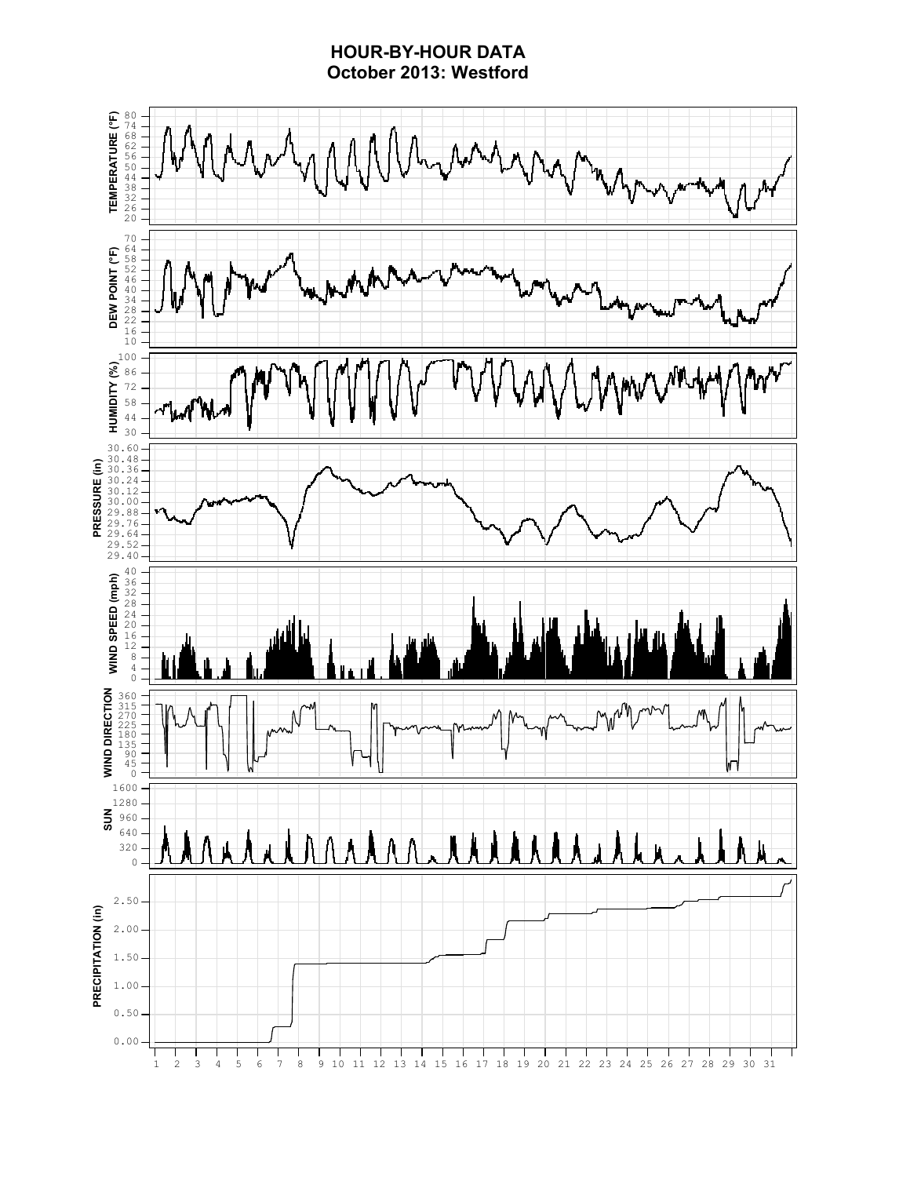# HOUR-BY-HOUR DATA
## October 2013: Westford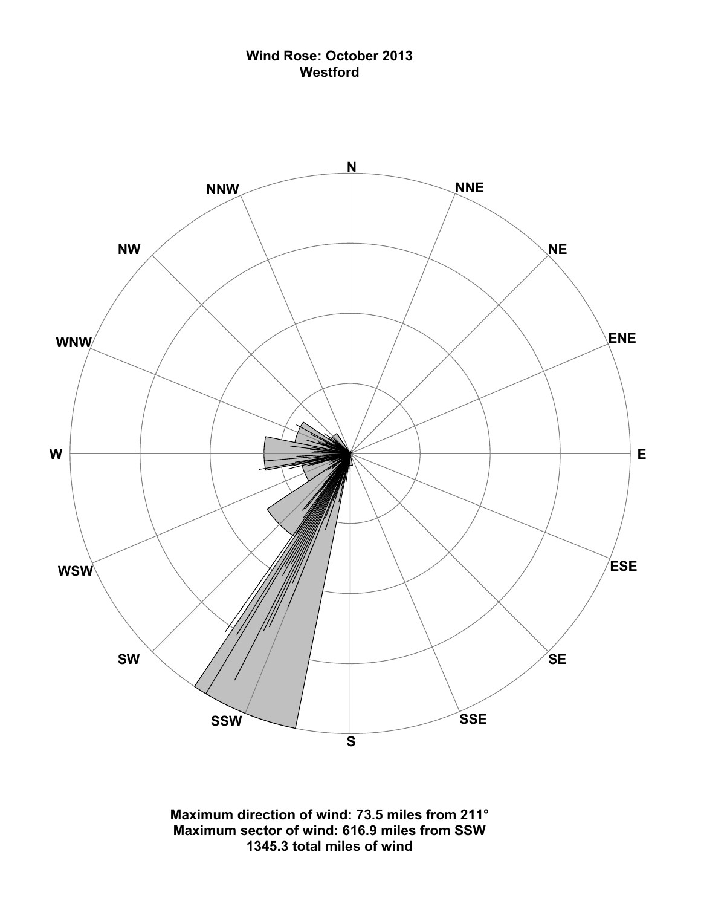Wind Rose: October 2013
Westford

N
NNE
NE
ENE
E
ESE
SE
SSE
S
SSW
SW
WSW
W
WNW
NW
NNW

Maximum direction of wind: 73.5 miles from 211°
Maximum sector of wind: 616.9 miles from SSW
1345.3 total miles of wind